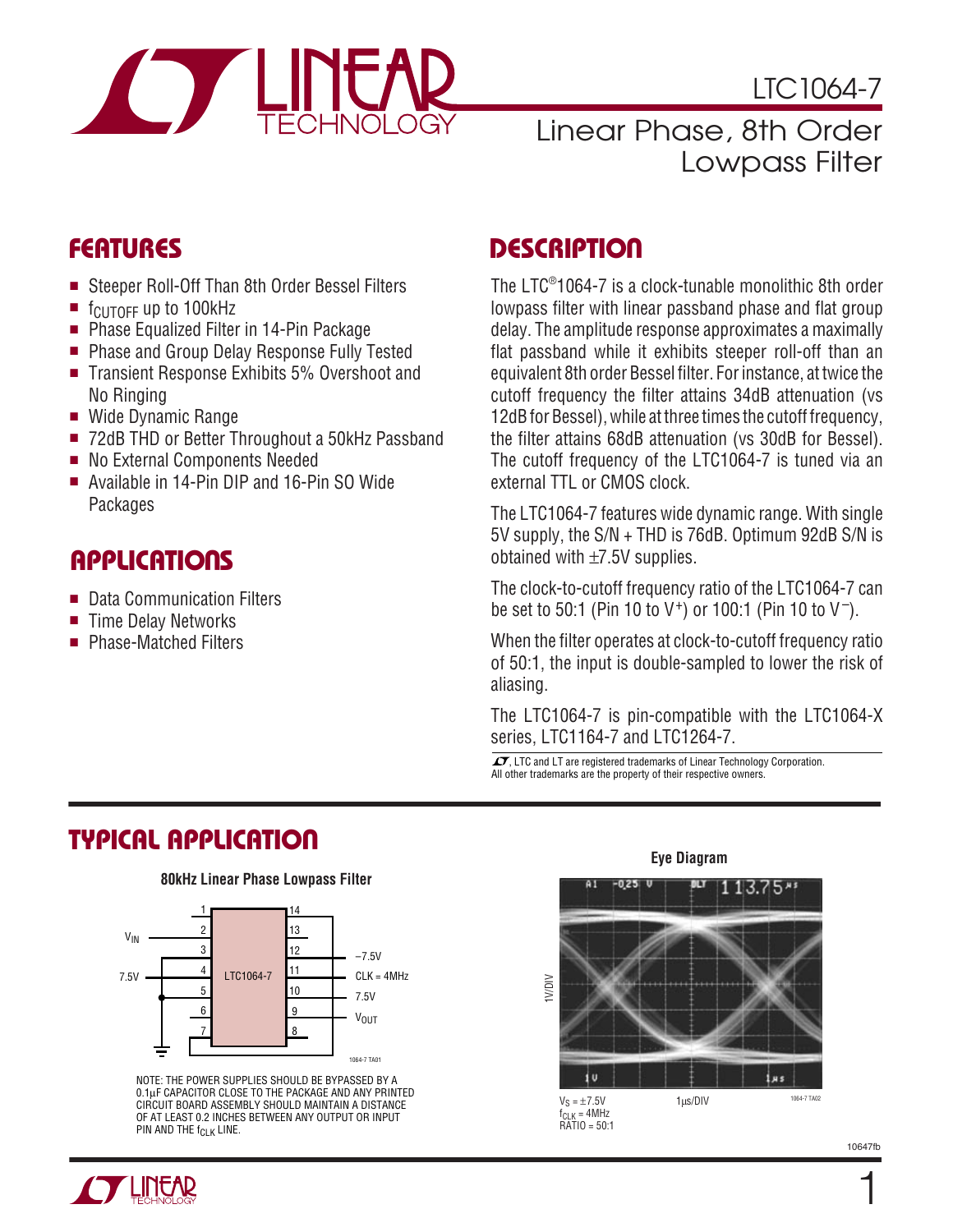# LTC1064-7

## Linear Phase, 8th Order Lowpass Filter

## FEATURES

- Steeper Roll-Off Than 8th Order Bessel Filters
- $f_{CUTOFF}$ up to 100kHz
- Phase Equalized Filter in 14-Pin Package
- Phase and Group Delay Response Fully Tested
- Transient Response Exhibits 5% Overshoot and No Ringing
- Wide Dynamic Range
- 72dB THD or Better Throughout a 50kHz Passband
- No External Components Needed
- Available in 14-Pin DIP and 16-Pin SO Wide Packages

## APPLICATIONS

- Data Communication Filters
- Time Delay Networks
- Phase-Matched Filters

## DESCRIPTION

The LTC®1064-7 is a clock-tunable monolithic 8th order lowpass filter with linear passband phase and flat group delay. The amplitude response approximates a maximally flat passband while it exhibits steeper roll-off than an equivalent 8th order Bessel filter. For instance, at twice the cutoff frequency the filter attains 34dB attenuation (vs 12dB for Bessel), while at three times the cutoff frequency, the filter attains 68dB attenuation (vs 30dB for Bessel). The cutoff frequency of the LTC1064-7 is tuned via an external TTL or CMOS clock.

The LTC1064-7 features wide dynamic range. With single 5V supply, the S/N + THD is 76dB. Optimum 92dB S/N is obtained with ±7.5V supplies.

The clock-to-cutoff frequency ratio of the LTC1064-7 can be set to 50:1 (Pin 10 to $V^+$) or 100:1 (Pin 10 to $V^-$).

When the filter operates at clock-to-cutoff frequency ratio of 50:1, the input is double-sampled to lower the risk of aliasing.

The LTC1064-7 is pin-compatible with the LTC1064-X series, LTC1164-7 and LTC1264-7.

LTC and LT are registered trademarks of Linear Technology Corporation. All other trademarks are the property of their respective owners.

## TYPICAL APPLICATION

**80kHz Linear Phase Lowpass Filter**

NOTE: THE POWER SUPPLIES SHOULD BE BYPASSED BY A 0.1µF CAPACITOR CLOSE TO THE PACKAGE AND ANY PRINTED CIRCUIT BOARD ASSEMBLY SHOULD MAINTAIN A DISTANCE OF AT LEAST 0.2 INCHES BETWEEN ANY OUTPUT OR INPUT PIN AND THE $f_{CLK}$ LINE.

**Eye Diagram**

$V_S$ = ±7.5V
$f_{CLK}$ = 4MHz
RATIO = 50:1
1µs/DIV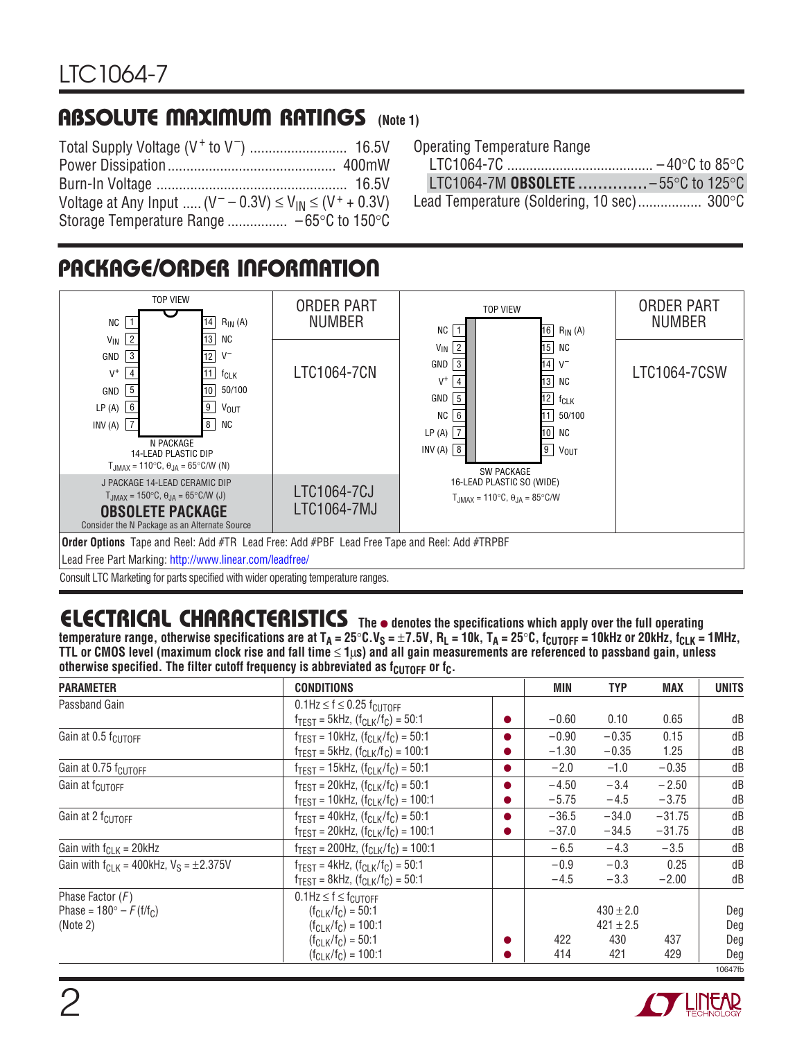## ABSOLUTE MAXIMUM RATINGS (Note 1)

Total Supply Voltage ($V^+$ to $V^-$) .......................... 16.5V
Power Dissipation ............................................ 400mW
Burn-In Voltage .................................................. 16.5V
Voltage at Any Input ..... $(V^- – 0.3V) \le V_{IN} \le (V^+ + 0.3V)$
Storage Temperature Range ................ –65°C to 150°C

Operating Temperature Range
LTC1064-7C ...................................... –40°C to 85°C
LTC1064-7M **OBSOLETE** .............. –55°C to 125°C
Lead Temperature (Soldering, 10 sec)................. 300°C

## PACKAGE/ORDER INFORMATION

| Package | ORDER PART NUMBER | Package | ORDER PART NUMBER |
|---|---|---|---|
| TOP VIEW: NC 1, $V_{IN}$ 2, GND 3, $V^+$ 4, GND 5, LP (A) 6, INV (A) 7 / 14 $R_{IN}$ (A), 13 NC, 12 $V^-$, 11 $f_{CLK}$, 10 50/100, 9 $V_{OUT}$, 8 NC<br>N PACKAGE 14-LEAD PLASTIC DIP<br>$T_{JMAX}$ = 110°C, $\theta_{JA}$ = 65°C/W (N) | LTC1064-7CN | TOP VIEW: NC 1, $V_{IN}$ 2, GND 3, $V^+$ 4, GND 5, NC 6, LP (A) 7, INV (A) 8 / 16 $R_{IN}$ (A), 15 NC, 14 $V^-$, 13 NC, 12 $f_{CLK}$, 11 50/100, 10 NC, 9 $V_{OUT}$<br>SW PACKAGE 16-LEAD PLASTIC SO (WIDE)<br>$T_{JMAX}$ = 110°C, $\theta_{JA}$ = 85°C/W | LTC1064-7CSW |
| J PACKAGE 14-LEAD CERAMIC DIP<br>$T_{JMAX}$ = 150°C, $\theta_{JA}$ = 65°C/W (J)<br>**OBSOLETE PACKAGE**<br>Consider the N Package as an Alternate Source | LTC1064-7CJ<br>LTC1064-7MJ | | |

**Order Options** Tape and Reel: Add #TR Lead Free: Add #PBF Lead Free Tape and Reel: Add #TRPBF
Lead Free Part Marking: http://www.linear.com/leadfree/

Consult LTC Marketing for parts specified with wider operating temperature ranges.

## ELECTRICAL CHARACTERISTICS

**The ● denotes the specifications which apply over the full operating temperature range, otherwise specifications are at $T_A$ = 25°C. $V_S$ = ±7.5V, $R_L$ = 10k, $T_A$ = 25°C, $f_{CUTOFF}$ = 10kHz or 20kHz, $f_{CLK}$ = 1MHz, TTL or CMOS level (maximum clock rise and fall time ≤ 1µs) and all gain measurements are referenced to passband gain, unless otherwise specified. The filter cutoff frequency is abbreviated as $f_{CUTOFF}$ or $f_C$.**

| PARAMETER | CONDITIONS | | MIN | TYP | MAX | UNITS |
|---|---|---|---|---|---|---|
| Passband Gain | $0.1Hz \le f \le 0.25\ f_{CUTOFF}$<br>$f_{TEST}$ = 5kHz, $(f_{CLK}/f_C)$ = 50:1 | ● | –0.60 | 0.10 | 0.65 | dB |
| Gain at 0.5 $f_{CUTOFF}$ | $f_{TEST}$ = 10kHz, $(f_{CLK}/f_C)$ = 50:1 | ● | –0.90 | –0.35 | 0.15 | dB |
| | $f_{TEST}$ = 5kHz, $(f_{CLK}/f_C)$ = 100:1 | ● | –1.30 | –0.35 | 1.25 | dB |
| Gain at 0.75 $f_{CUTOFF}$ | $f_{TEST}$ = 15kHz, $(f_{CLK}/f_C)$ = 50:1 | ● | –2.0 | –1.0 | –0.35 | dB |
| Gain at $f_{CUTOFF}$ | $f_{TEST}$ = 20kHz, $(f_{CLK}/f_C)$ = 50:1 | ● | –4.50 | –3.4 | –2.50 | dB |
| | $f_{TEST}$ = 10kHz, $(f_{CLK}/f_C)$ = 100:1 | ● | –5.75 | –4.5 | –3.75 | dB |
| Gain at 2 $f_{CUTOFF}$ | $f_{TEST}$ = 40kHz, $(f_{CLK}/f_C)$ = 50:1 | ● | –36.5 | –34.0 | –31.75 | dB |
| | $f_{TEST}$ = 20kHz, $(f_{CLK}/f_C)$ = 100:1 | ● | –37.0 | –34.5 | –31.75 | dB |
| Gain with $f_{CLK}$ = 20kHz | $f_{TEST}$ = 200Hz, $(f_{CLK}/f_C)$ = 100:1 | | –6.5 | –4.3 | –3.5 | dB |
| Gain with $f_{CLK}$ = 400kHz, $V_S$ = ±2.375V | $f_{TEST}$ = 4kHz, $(f_{CLK}/f_C)$ = 50:1 | | –0.9 | –0.3 | 0.25 | dB |
| | $f_{TEST}$ = 8kHz, $(f_{CLK}/f_C)$ = 50:1 | | –4.5 | –3.3 | –2.00 | dB |
| Phase Factor ($F$)<br>Phase = 180° – $F(f/f_C)$<br>(Note 2) | $0.1Hz \le f \le f_{CUTOFF}$<br>$(f_{CLK}/f_C)$ = 50:1 | | | 430 ± 2.0 | | Deg |
| | $(f_{CLK}/f_C)$ = 100:1 | | | 421 ± 2.5 | | Deg |
| | $(f_{CLK}/f_C)$ = 50:1 | ● | 422 | 430 | 437 | Deg |
| | $(f_{CLK}/f_C)$ = 100:1 | ● | 414 | 421 | 429 | Deg |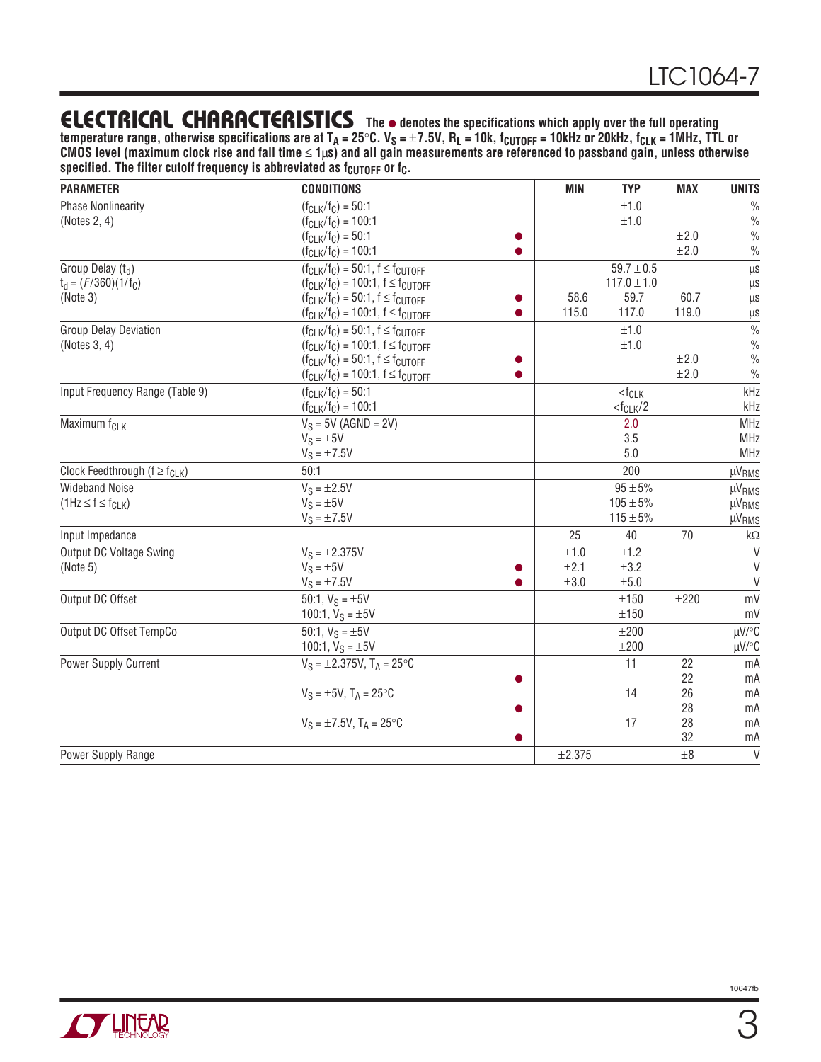## ELECTRICAL CHARACTERISTICS

**The ● denotes the specifications which apply over the full operating temperature range, otherwise specifications are at $T_A$ = 25°C. $V_S$ = ±7.5V, $R_L$ = 10k, $f_{CUTOFF}$ = 10kHz or 20kHz, $f_{CLK}$ = 1MHz, TTL or CMOS level (maximum clock rise and fall time ≤ 1μs) and all gain measurements are referenced to passband gain, unless otherwise specified. The filter cutoff frequency is abbreviated as $f_{CUTOFF}$ or $f_C$.**

| PARAMETER | CONDITIONS | | MIN | TYP | MAX | UNITS |
|---|---|---|---|---|---|---|
| Phase Nonlinearity (Notes 2, 4) | $(f_{CLK}/f_C)$ = 50:1 | | | ±1.0 | | % |
| | $(f_{CLK}/f_C)$ = 100:1 | | | ±1.0 | | % |
| | $(f_{CLK}/f_C)$ = 50:1 | ● | | | ±2.0 | % |
| | $(f_{CLK}/f_C)$ = 100:1 | ● | | | ±2.0 | % |
| Group Delay ($t_d$) $t_d = (F/360)(1/f_C)$ (Note 3) | $(f_{CLK}/f_C)$ = 50:1, f ≤ $f_{CUTOFF}$ | | | 59.7 ± 0.5 | | μs |
| | $(f_{CLK}/f_C)$ = 100:1, f ≤ $f_{CUTOFF}$ | | | 117.0 ± 1.0 | | μs |
| | $(f_{CLK}/f_C)$ = 50:1, f ≤ $f_{CUTOFF}$ | ● | 58.6 | 59.7 | 60.7 | μs |
| | $(f_{CLK}/f_C)$ = 100:1, f ≤ $f_{CUTOFF}$ | ● | 115.0 | 117.0 | 119.0 | μs |
| Group Delay Deviation (Notes 3, 4) | $(f_{CLK}/f_C)$ = 50:1, f ≤ $f_{CUTOFF}$ | | | ±1.0 | | % |
| | $(f_{CLK}/f_C)$ = 100:1, f ≤ $f_{CUTOFF}$ | | | ±1.0 | | % |
| | $(f_{CLK}/f_C)$ = 50:1, f ≤ $f_{CUTOFF}$ | ● | | | ±2.0 | % |
| | $(f_{CLK}/f_C)$ = 100:1, f ≤ $f_{CUTOFF}$ | ● | | | ±2.0 | % |
| Input Frequency Range (Table 9) | $(f_{CLK}/f_C)$ = 50:1 | | | <$f_{CLK}$ | | kHz |
| | $(f_{CLK}/f_C)$ = 100:1 | | | <$f_{CLK}/2$ | | kHz |
| Maximum $f_{CLK}$ | $V_S$ = 5V (AGND = 2V) | | | 2.0 | | MHz |
| | $V_S$ = ±5V | | | 3.5 | | MHz |
| | $V_S$ = ±7.5V | | | 5.0 | | MHz |
| Clock Feedthrough (f ≥ $f_{CLK}$) | 50:1 | | | 200 | | $\mu V_{RMS}$ |
| Wideband Noise (1Hz ≤ f ≤ $f_{CLK}$) | $V_S$ = ±2.5V | | | 95 ± 5% | | $\mu V_{RMS}$ |
| | $V_S$ = ±5V | | | 105 ± 5% | | $\mu V_{RMS}$ |
| | $V_S$ = ±7.5V | | | 115 ± 5% | | $\mu V_{RMS}$ |
| Input Impedance | | | 25 | 40 | 70 | kΩ |
| Output DC Voltage Swing (Note 5) | $V_S$ = ±2.375V | | ±1.0 | ±1.2 | | V |
| | $V_S$ = ±5V | ● | ±2.1 | ±3.2 | | V |
| | $V_S$ = ±7.5V | ● | ±3.0 | ±5.0 | | V |
| Output DC Offset | 50:1, $V_S$ = ±5V | | | ±150 | ±220 | mV |
| | 100:1, $V_S$ = ±5V | | | ±150 | | mV |
| Output DC Offset TempCo | 50:1, $V_S$ = ±5V | | | ±200 | | μV/°C |
| | 100:1, $V_S$ = ±5V | | | ±200 | | μV/°C |
| Power Supply Current | $V_S$ = ±2.375V, $T_A$ = 25°C | | | 11 | 22 | mA |
| | | ● | | | 22 | mA |
| | $V_S$ = ±5V, $T_A$ = 25°C | | | 14 | 26 | mA |
| | | ● | | | 28 | mA |
| | $V_S$ = ±7.5V, $T_A$ = 25°C | | | 17 | 28 | mA |
| | | ● | | | 32 | mA |
| Power Supply Range | | | ±2.375 | | ±8 | V |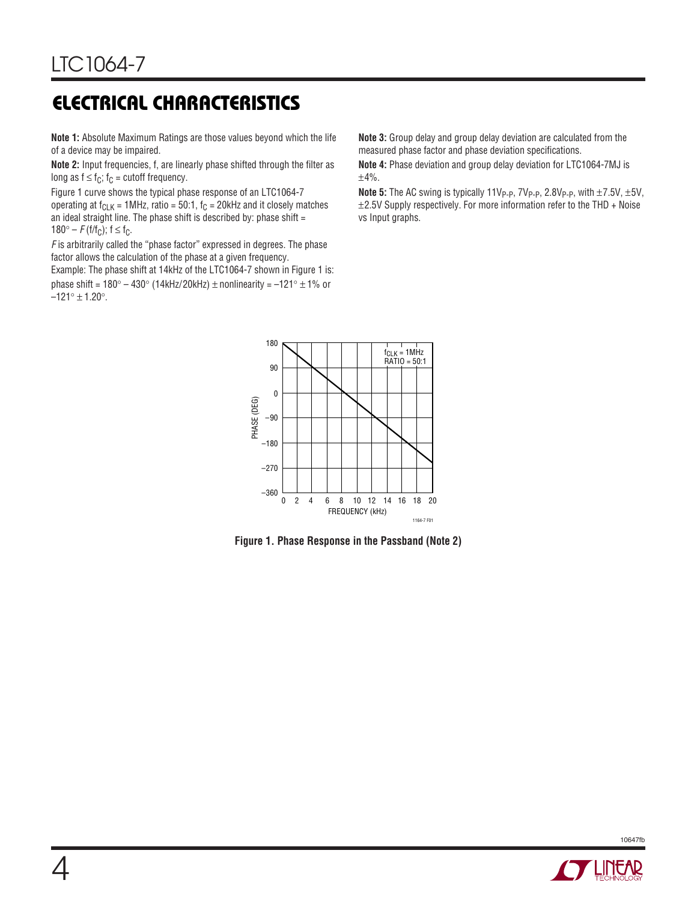## ELECTRICAL CHARACTERISTICS

**Note 1:** Absolute Maximum Ratings are those values beyond which the life of a device may be impaired.

**Note 2:** Input frequencies, f, are linearly phase shifted through the filter as long as $f \leq f_C$; $f_C$ = cutoff frequency.

Figure 1 curve shows the typical phase response of an LTC1064-7 operating at $f_{CLK}$ = 1MHz, ratio = 50:1, $f_C$ = 20kHz and it closely matches an ideal straight line. The phase shift is described by: phase shift = $180° – F(f/f_C)$; $f \leq f_C$.

*F* is arbitrarily called the "phase factor" expressed in degrees. The phase factor allows the calculation of the phase at a given frequency.

Example: The phase shift at 14kHz of the LTC1064-7 shown in Figure 1 is: phase shift = 180° – 430° (14kHz/20kHz) ± nonlinearity = –121° ± 1% or –121° ± 1.20°.

**Note 3:** Group delay and group delay deviation are calculated from the measured phase factor and phase deviation specifications.

**Note 4:** Phase deviation and group delay deviation for LTC1064-7MJ is ±4%.

**Note 5:** The AC swing is typically $11V_{P-P}$, $7V_{P-P}$, $2.8V_{P-P}$, with ±7.5V, ±5V, ±2.5V Supply respectively. For more information refer to the THD + Noise vs Input graphs.

**Figure 1. Phase Response in the Passband (Note 2)**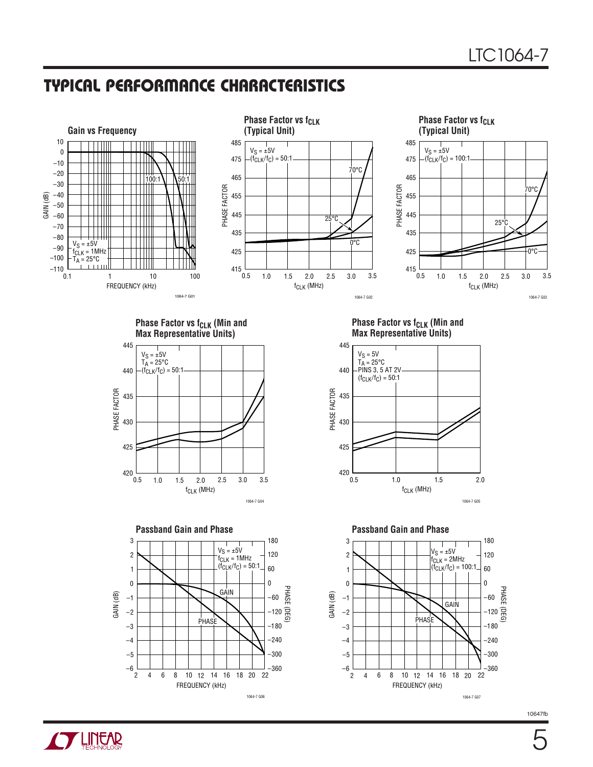## TYPICAL PERFORMANCE CHARACTERISTICS

**Gain vs Frequency**

$V_S = \pm 5V$
$f_{CLK} = 1MHz$
$T_A = 25°C$

GAIN (dB) vs FREQUENCY (kHz); curves labeled 100:1 and 50:1

1064-7 G01

**Phase Factor vs $f_{CLK}$ (Typical Unit)**

$V_S = \pm 5V$
$(f_{CLK}/f_C) = 50:1$

PHASE FACTOR vs $f_{CLK}$ (MHz); curves labeled 70°C, 25°C, 0°C

1064-7 G02

**Phase Factor vs $f_{CLK}$ (Typical Unit)**

$V_S = \pm 5V$
$(f_{CLK}/f_C) = 100:1$

PHASE FACTOR vs $f_{CLK}$ (MHz); curves labeled 70°C, 25°C, 0°C

1064-7 G03

**Phase Factor vs $f_{CLK}$ (Min and Max Representative Units)**

$V_S = \pm 5V$
$T_A = 25°C$
$(f_{CLK}/f_C) = 50:1$

PHASE FACTOR vs $f_{CLK}$ (MHz)

1064-7 G04

**Phase Factor vs $f_{CLK}$ (Min and Max Representative Units)**

$V_S = 5V$
$T_A = 25°C$
PINS 3, 5 AT 2V
$(f_{CLK}/f_C) = 50:1$

PHASE FACTOR vs $f_{CLK}$ (MHz)

1064-7 G05

**Passband Gain and Phase**

$V_S = \pm 5V$
$f_{CLK} = 1MHz$
$(f_{CLK}/f_C) = 50:1$

GAIN (dB) and PHASE (DEG) vs FREQUENCY (kHz); curves labeled GAIN and PHASE

1064-7 G06

**Passband Gain and Phase**

$V_S = \pm 5V$
$f_{CLK} = 2MHz$
$(f_{CLK}/f_C) = 100:1$

GAIN (dB) and PHASE (DEG) vs FREQUENCY (kHz); curves labeled GAIN and PHASE

1064-7 G07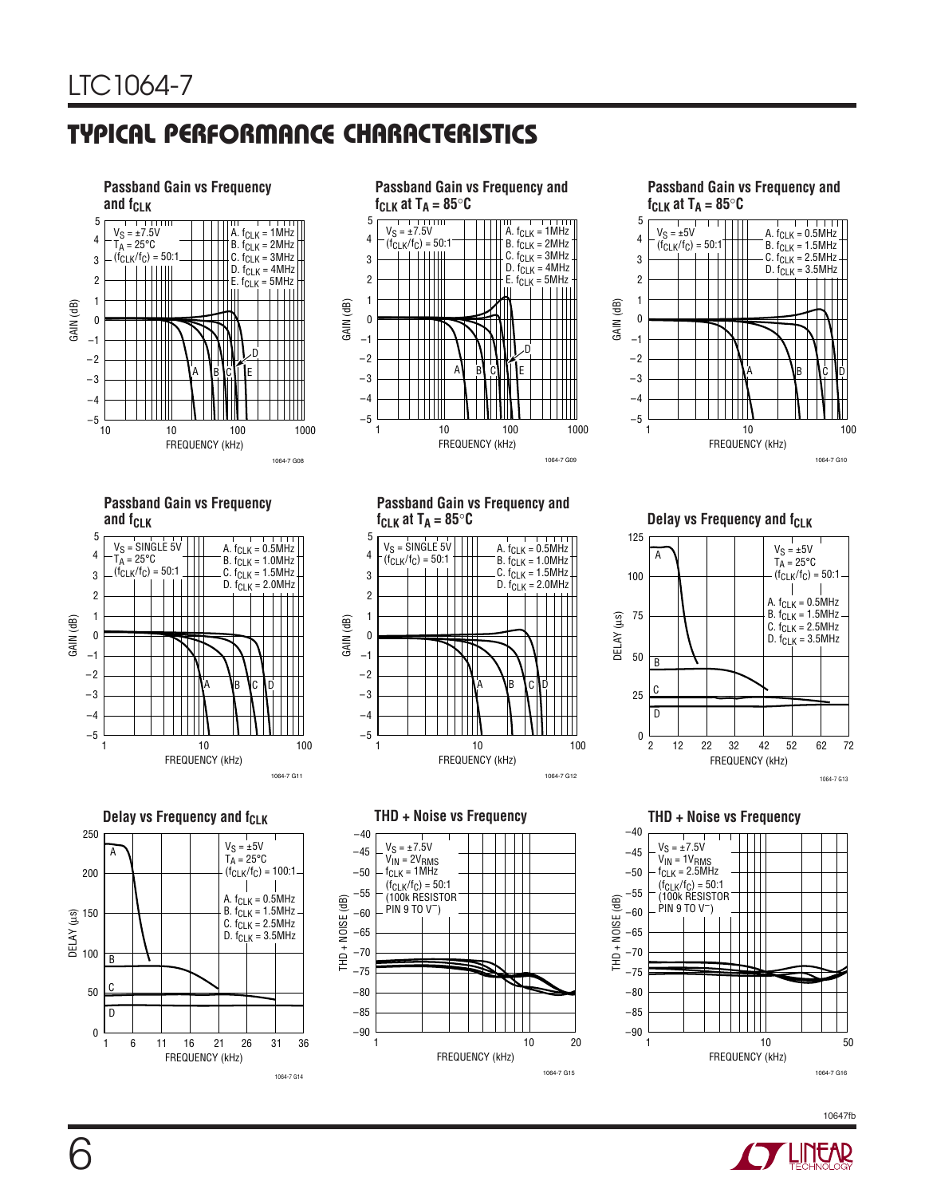## TYPICAL PERFORMANCE CHARACTERISTICS

**Passband Gain vs Frequency and $f_{CLK}$**

$V_S = \pm7.5V$
$T_A = 25°C$
$(f_{CLK}/f_C) = 50:1$

A. $f_{CLK}$ = 1MHz
B. $f_{CLK}$ = 2MHz
C. $f_{CLK}$ = 3MHz
D. $f_{CLK}$ = 4MHz
E. $f_{CLK}$ = 5MHz

GAIN (dB) vs FREQUENCY (kHz)

1064-7 G08

**Passband Gain vs Frequency and $f_{CLK}$ at $T_A = 85°C$**

$V_S = \pm7.5V$
$(f_{CLK}/f_C) = 50:1$

A. $f_{CLK}$ = 1MHz
B. $f_{CLK}$ = 2MHz
C. $f_{CLK}$ = 3MHz
D. $f_{CLK}$ = 4MHz
E. $f_{CLK}$ = 5MHz

GAIN (dB) vs FREQUENCY (kHz)

1064-7 G09

**Passband Gain vs Frequency and $f_{CLK}$ at $T_A = 85°C$**

$V_S = \pm5V$
$(f_{CLK}/f_C) = 50:1$

A. $f_{CLK}$ = 0.5MHz
B. $f_{CLK}$ = 1.5MHz
C. $f_{CLK}$ = 2.5MHz
D. $f_{CLK}$ = 3.5MHz

GAIN (dB) vs FREQUENCY (kHz)

1064-7 G10

**Passband Gain vs Frequency and $f_{CLK}$**

$V_S$ = SINGLE 5V
$T_A = 25°C$
$(f_{CLK}/f_C) = 50:1$

A. $f_{CLK}$ = 0.5MHz
B. $f_{CLK}$ = 1.0MHz
C. $f_{CLK}$ = 1.5MHz
D. $f_{CLK}$ = 2.0MHz

GAIN (dB) vs FREQUENCY (kHz)

1064-7 G11

**Passband Gain vs Frequency and $f_{CLK}$ at $T_A = 85°C$**

$V_S$ = SINGLE 5V
$(f_{CLK}/f_C) = 50:1$

A. $f_{CLK}$ = 0.5MHz
B. $f_{CLK}$ = 1.0MHz
C. $f_{CLK}$ = 1.5MHz
D. $f_{CLK}$ = 2.0MHz

GAIN (dB) vs FREQUENCY (kHz)

1064-7 G12

**Delay vs Frequency and $f_{CLK}$**

$V_S = \pm5V$
$T_A = 25°C$
$(f_{CLK}/f_C) = 50:1$

A. $f_{CLK}$ = 0.5MHz
B. $f_{CLK}$ = 1.5MHz
C. $f_{CLK}$ = 2.5MHz
D. $f_{CLK}$ = 3.5MHz

DELAY (µs) vs FREQUENCY (kHz)

1064-7 G13

**Delay vs Frequency and $f_{CLK}$**

$V_S = \pm5V$
$T_A = 25°C$
$(f_{CLK}/f_C) = 100:1$

A. $f_{CLK}$ = 0.5MHz
B. $f_{CLK}$ = 1.5MHz
C. $f_{CLK}$ = 2.5MHz
D. $f_{CLK}$ = 3.5MHz

DELAY (µs) vs FREQUENCY (kHz)

1064-7 G14

**THD + Noise vs Frequency**

$V_S = \pm7.5V$
$V_{IN} = 2V_{RMS}$
$f_{CLK}$ = 1MHz
$(f_{CLK}/f_C) = 50:1$
(100k RESISTOR PIN 9 TO $V^-$)

THD + NOISE (dB) vs FREQUENCY (kHz)

1064-7 G15

**THD + Noise vs Frequency**

$V_S = \pm7.5V$
$V_{IN} = 1V_{RMS}$
$f_{CLK}$ = 2.5MHz
$(f_{CLK}/f_C) = 50:1$
(100k RESISTOR PIN 9 TO $V^-$)

THD + NOISE (dB) vs FREQUENCY (kHz)

1064-7 G16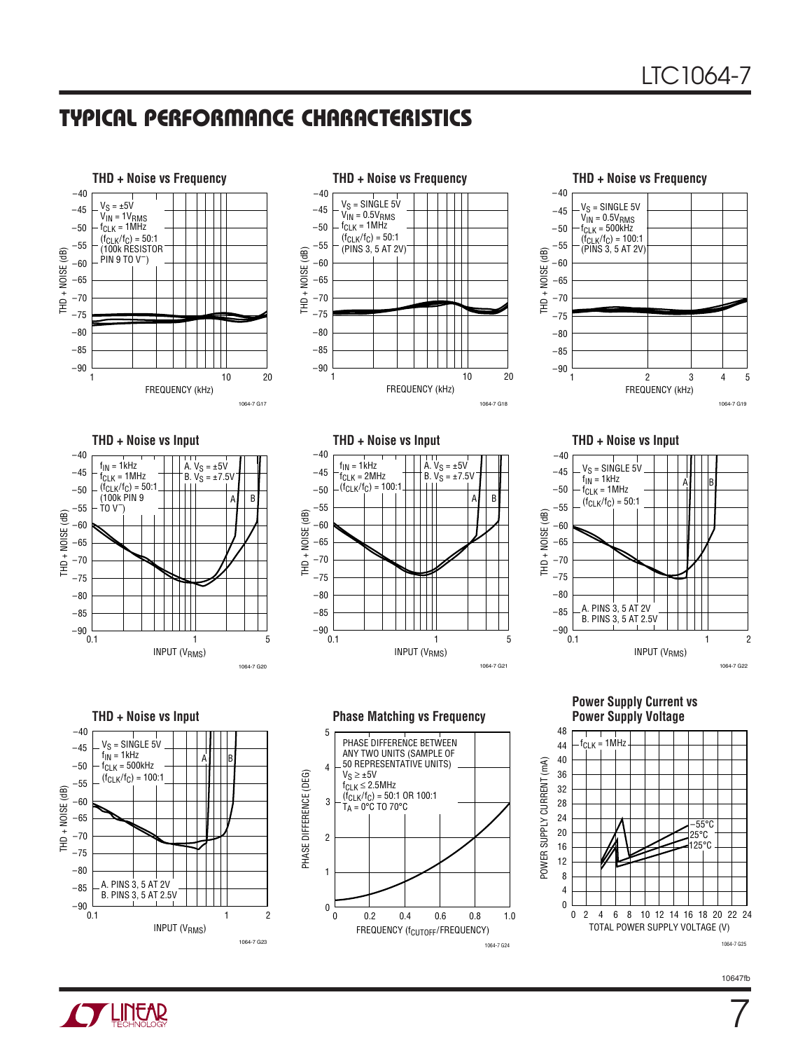## TYPICAL PERFORMANCE CHARACTERISTICS

**THD + Noise vs Frequency**

$V_S$ = ±5V
$V_{IN}$ = $1V_{RMS}$
$f_{CLK}$ = 1MHz
$(f_{CLK}/f_C)$ = 50:1
(100k RESISTOR PIN 9 TO $V^-$)

THD + NOISE (dB) vs FREQUENCY (kHz)

1064-7 G17

**THD + Noise vs Frequency**

$V_S$ = SINGLE 5V
$V_{IN}$ = $0.5V_{RMS}$
$f_{CLK}$ = 1MHz
$(f_{CLK}/f_C)$ = 50:1
(PINS 3, 5 AT 2V)

THD + NOISE (dB) vs FREQUENCY (kHz)

1064-7 G18

**THD + Noise vs Frequency**

$V_S$ = SINGLE 5V
$V_{IN}$ = $0.5V_{RMS}$
$f_{CLK}$ = 500kHz
$(f_{CLK}/f_C)$ = 100:1
(PINS 3, 5 AT 2V)

THD + NOISE (dB) vs FREQUENCY (kHz)

1064-7 G19

**THD + Noise vs Input**

$f_{IN}$ = 1kHz
$f_{CLK}$ = 1MHz
$(f_{CLK}/f_C)$ = 50:1
(100k PIN 9 TO $V^-$)
A. $V_S$ = ±5V
B. $V_S$ = ±7.5V

THD + NOISE (dB) vs INPUT ($V_{RMS}$)

1064-7 G20

**THD + Noise vs Input**

$f_{IN}$ = 1kHz
$f_{CLK}$ = 2MHz
$(f_{CLK}/f_C)$ = 100:1
A. $V_S$ = ±5V
B. $V_S$ = ±7.5V

THD + NOISE (dB) vs INPUT ($V_{RMS}$)

1064-7 G21

**THD + Noise vs Input**

$V_S$ = SINGLE 5V
$f_{IN}$ = 1kHz
$f_{CLK}$ = 1MHz
$(f_{CLK}/f_C)$ = 50:1
A. PINS 3, 5 AT 2V
B. PINS 3, 5 AT 2.5V

THD + NOISE (dB) vs INPUT ($V_{RMS}$)

1064-7 G22

**THD + Noise vs Input**

$V_S$ = SINGLE 5V
$f_{IN}$ = 1kHz
$f_{CLK}$ = 500kHz
$(f_{CLK}/f_C)$ = 100:1
A. PINS 3, 5 AT 2V
B. PINS 3, 5 AT 2.5V

THD + NOISE (dB) vs INPUT ($V_{RMS}$)

1064-7 G23

**Phase Matching vs Frequency**

PHASE DIFFERENCE BETWEEN ANY TWO UNITS (SAMPLE OF 50 REPRESENTATIVE UNITS)
$V_S$ ≥ ±5V
$f_{CLK}$ ≤ 2.5MHz
$(f_{CLK}/f_C)$ = 50:1 OR 100:1
$T_A$ = 0°C TO 70°C

PHASE DIFFERENCE (DEG) vs FREQUENCY ($f_{CUTOFF}$/FREQUENCY)

1064-7 G24

**Power Supply Current vs Power Supply Voltage**

$f_{CLK}$ = 1MHz
–55°C
25°C
125°C

POWER SUPPLY CURRENT (mA) vs TOTAL POWER SUPPLY VOLTAGE (V)

1064-7 G25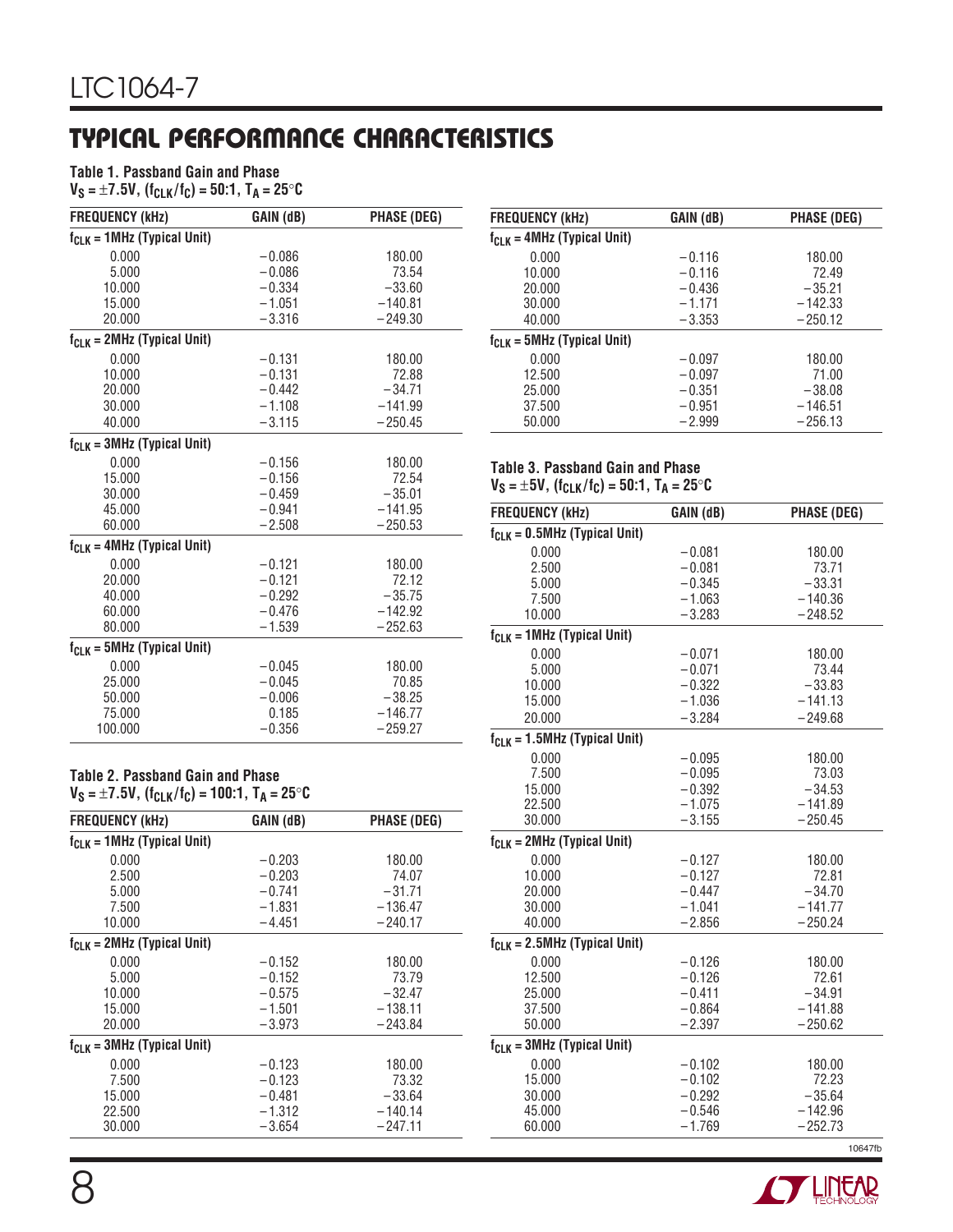## TYPICAL PERFORMANCE CHARACTERISTICS

**Table 1. Passband Gain and Phase**
$V_S = \pm 7.5V$, $(f_{CLK}/f_C) = 50:1$, $T_A = 25°C$

| FREQUENCY (kHz) | GAIN (dB) | PHASE (DEG) |
|---|---|---|
| **$f_{CLK}$ = 1MHz (Typical Unit)** | | |
| 0.000 | −0.086 | 180.00 |
| 5.000 | −0.086 | 73.54 |
| 10.000 | −0.334 | −33.60 |
| 15.000 | −1.051 | −140.81 |
| 20.000 | −3.316 | −249.30 |
| **$f_{CLK}$ = 2MHz (Typical Unit)** | | |
| 0.000 | −0.131 | 180.00 |
| 10.000 | −0.131 | 72.88 |
| 20.000 | −0.442 | −34.71 |
| 30.000 | −1.108 | −141.99 |
| 40.000 | −3.115 | −250.45 |
| **$f_{CLK}$ = 3MHz (Typical Unit)** | | |
| 0.000 | −0.156 | 180.00 |
| 15.000 | −0.156 | 72.54 |
| 30.000 | −0.459 | −35.01 |
| 45.000 | −0.941 | −141.95 |
| 60.000 | −2.508 | −250.53 |
| **$f_{CLK}$ = 4MHz (Typical Unit)** | | |
| 0.000 | −0.121 | 180.00 |
| 20.000 | −0.121 | 72.12 |
| 40.000 | −0.292 | −35.75 |
| 60.000 | −0.476 | −142.92 |
| 80.000 | −1.539 | −252.63 |
| **$f_{CLK}$ = 5MHz (Typical Unit)** | | |
| 0.000 | −0.045 | 180.00 |
| 25.000 | −0.045 | 70.85 |
| 50.000 | −0.006 | −38.25 |
| 75.000 | 0.185 | −146.77 |
| 100.000 | −0.356 | −259.27 |

**Table 2. Passband Gain and Phase**
$V_S = \pm 7.5V$, $(f_{CLK}/f_C) = 100:1$, $T_A = 25°C$

| FREQUENCY (kHz) | GAIN (dB) | PHASE (DEG) |
|---|---|---|
| **$f_{CLK}$ = 1MHz (Typical Unit)** | | |
| 0.000 | −0.203 | 180.00 |
| 2.500 | −0.203 | 74.07 |
| 5.000 | −0.741 | −31.71 |
| 7.500 | −1.831 | −136.47 |
| 10.000 | −4.451 | −240.17 |
| **$f_{CLK}$ = 2MHz (Typical Unit)** | | |
| 0.000 | −0.152 | 180.00 |
| 5.000 | −0.152 | 73.79 |
| 10.000 | −0.575 | −32.47 |
| 15.000 | −1.501 | −138.11 |
| 20.000 | −3.973 | −243.84 |
| **$f_{CLK}$ = 3MHz (Typical Unit)** | | |
| 0.000 | −0.123 | 180.00 |
| 7.500 | −0.123 | 73.32 |
| 15.000 | −0.481 | −33.64 |
| 22.500 | −1.312 | −140.14 |
| 30.000 | −3.654 | −247.11 |
| **$f_{CLK}$ = 4MHz (Typical Unit)** | | |
| 0.000 | −0.116 | 180.00 |
| 10.000 | −0.116 | 72.49 |
| 20.000 | −0.436 | −35.21 |
| 30.000 | −1.171 | −142.33 |
| 40.000 | −3.353 | −250.12 |
| **$f_{CLK}$ = 5MHz (Typical Unit)** | | |
| 0.000 | −0.097 | 180.00 |
| 12.500 | −0.097 | 71.00 |
| 25.000 | −0.351 | −38.08 |
| 37.500 | −0.951 | −146.51 |
| 50.000 | −2.999 | −256.13 |

**Table 3. Passband Gain and Phase**
$V_S = \pm 5V$, $(f_{CLK}/f_C) = 50:1$, $T_A = 25°C$

| FREQUENCY (kHz) | GAIN (dB) | PHASE (DEG) |
|---|---|---|
| **$f_{CLK}$ = 0.5MHz (Typical Unit)** | | |
| 0.000 | −0.081 | 180.00 |
| 2.500 | −0.081 | 73.71 |
| 5.000 | −0.345 | −33.31 |
| 7.500 | −1.063 | −140.36 |
| 10.000 | −3.283 | −248.52 |
| **$f_{CLK}$ = 1MHz (Typical Unit)** | | |
| 0.000 | −0.071 | 180.00 |
| 5.000 | −0.071 | 73.44 |
| 10.000 | −0.322 | −33.83 |
| 15.000 | −1.036 | −141.13 |
| 20.000 | −3.284 | −249.68 |
| **$f_{CLK}$ = 1.5MHz (Typical Unit)** | | |
| 0.000 | −0.095 | 180.00 |
| 7.500 | −0.095 | 73.03 |
| 15.000 | −0.392 | −34.53 |
| 22.500 | −1.075 | −141.89 |
| 30.000 | −3.155 | −250.45 |
| **$f_{CLK}$ = 2MHz (Typical Unit)** | | |
| 0.000 | −0.127 | 180.00 |
| 10.000 | −0.127 | 72.81 |
| 20.000 | −0.447 | −34.70 |
| 30.000 | −1.041 | −141.77 |
| 40.000 | −2.856 | −250.24 |
| **$f_{CLK}$ = 2.5MHz (Typical Unit)** | | |
| 0.000 | −0.126 | 180.00 |
| 12.500 | −0.126 | 72.61 |
| 25.000 | −0.411 | −34.91 |
| 37.500 | −0.864 | −141.88 |
| 50.000 | −2.397 | −250.62 |
| **$f_{CLK}$ = 3MHz (Typical Unit)** | | |
| 0.000 | −0.102 | 180.00 |
| 15.000 | −0.102 | 72.23 |
| 30.000 | −0.292 | −35.64 |
| 45.000 | −0.546 | −142.96 |
| 60.000 | −1.769 | −252.73 |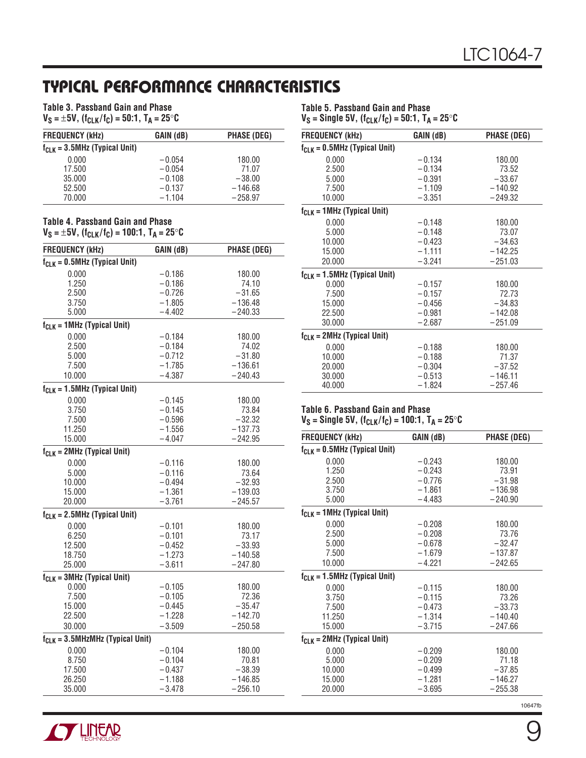## TYPICAL PERFORMANCE CHARACTERISTICS

**Table 3. Passband Gain and Phase**
**$V_S = \pm5V$, $(f_{CLK}/f_C) = 50:1$, $T_A = 25°C$**

| FREQUENCY (kHz) | GAIN (dB) | PHASE (DEG) |
|---|---|---|
| **$f_{CLK}$ = 3.5MHz (Typical Unit)** | | |
| 0.000 | −0.054 | 180.00 |
| 17.500 | −0.054 | 71.07 |
| 35.000 | −0.108 | −38.00 |
| 52.500 | −0.137 | −146.68 |
| 70.000 | −1.104 | −258.97 |

**Table 4. Passband Gain and Phase**
**$V_S = \pm5V$, $(f_{CLK}/f_C) = 100:1$, $T_A = 25°C$**

| FREQUENCY (kHz) | GAIN (dB) | PHASE (DEG) |
|---|---|---|
| **$f_{CLK}$ = 0.5MHz (Typical Unit)** | | |
| 0.000 | −0.186 | 180.00 |
| 1.250 | −0.186 | 74.10 |
| 2.500 | −0.726 | −31.65 |
| 3.750 | −1.805 | −136.48 |
| 5.000 | −4.402 | −240.33 |
| **$f_{CLK}$ = 1MHz (Typical Unit)** | | |
| 0.000 | −0.184 | 180.00 |
| 2.500 | −0.184 | 74.02 |
| 5.000 | −0.712 | −31.80 |
| 7.500 | −1.785 | −136.61 |
| 10.000 | −4.387 | −240.43 |
| **$f_{CLK}$ = 1.5MHz (Typical Unit)** | | |
| 0.000 | −0.145 | 180.00 |
| 3.750 | −0.145 | 73.84 |
| 7.500 | −0.596 | −32.32 |
| 11.250 | −1.556 | −137.73 |
| 15.000 | −4.047 | −242.95 |
| **$f_{CLK}$ = 2MHz (Typical Unit)** | | |
| 0.000 | −0.116 | 180.00 |
| 5.000 | −0.116 | 73.64 |
| 10.000 | −0.494 | −32.93 |
| 15.000 | −1.361 | −139.03 |
| 20.000 | −3.761 | −245.57 |
| **$f_{CLK}$ = 2.5MHz (Typical Unit)** | | |
| 0.000 | −0.101 | 180.00 |
| 6.250 | −0.101 | 73.17 |
| 12.500 | −0.452 | −33.93 |
| 18.750 | −1.273 | −140.58 |
| 25.000 | −3.611 | −247.80 |
| **$f_{CLK}$ = 3MHz (Typical Unit)** | | |
| 0.000 | −0.105 | 180.00 |
| 7.500 | −0.105 | 72.36 |
| 15.000 | −0.445 | −35.47 |
| 22.500 | −1.228 | −142.70 |
| 30.000 | −3.509 | −250.58 |
| **$f_{CLK}$ = 3.5MHzMHz (Typical Unit)** | | |
| 0.000 | −0.104 | 180.00 |
| 8.750 | −0.104 | 70.81 |
| 17.500 | −0.437 | −38.39 |
| 26.250 | −1.188 | −146.85 |
| 35.000 | −3.478 | −256.10 |

**Table 5. Passband Gain and Phase**
**$V_S$ = Single 5V, $(f_{CLK}/f_C) = 50:1$, $T_A = 25°C$**

| FREQUENCY (kHz) | GAIN (dB) | PHASE (DEG) |
|---|---|---|
| **$f_{CLK}$ = 0.5MHz (Typical Unit)** | | |
| 0.000 | −0.134 | 180.00 |
| 2.500 | −0.134 | 73.52 |
| 5.000 | −0.391 | −33.67 |
| 7.500 | −1.109 | −140.92 |
| 10.000 | −3.351 | −249.32 |
| **$f_{CLK}$ = 1MHz (Typical Unit)** | | |
| 0.000 | −0.148 | 180.00 |
| 5.000 | −0.148 | 73.07 |
| 10.000 | −0.423 | −34.63 |
| 15.000 | −1.111 | −142.25 |
| 20.000 | −3.241 | −251.03 |
| **$f_{CLK}$ = 1.5MHz (Typical Unit)** | | |
| 0.000 | −0.157 | 180.00 |
| 7.500 | −0.157 | 72.73 |
| 15.000 | −0.456 | −34.83 |
| 22.500 | −0.981 | −142.08 |
| 30.000 | −2.687 | −251.09 |
| **$f_{CLK}$ = 2MHz (Typical Unit)** | | |
| 0.000 | −0.188 | 180.00 |
| 10.000 | −0.188 | 71.37 |
| 20.000 | −0.304 | −37.52 |
| 30.000 | −0.513 | −146.11 |
| 40.000 | −1.824 | −257.46 |

**Table 6. Passband Gain and Phase**
**$V_S$ = Single 5V, $(f_{CLK}/f_C) = 100:1$, $T_A = 25°C$**

| FREQUENCY (kHz) | GAIN (dB) | PHASE (DEG) |
|---|---|---|
| **$f_{CLK}$ = 0.5MHz (Typical Unit)** | | |
| 0.000 | −0.243 | 180.00 |
| 1.250 | −0.243 | 73.91 |
| 2.500 | −0.776 | −31.98 |
| 3.750 | −1.861 | −136.98 |
| 5.000 | −4.483 | −240.90 |
| **$f_{CLK}$ = 1MHz (Typical Unit)** | | |
| 0.000 | −0.208 | 180.00 |
| 2.500 | −0.208 | 73.76 |
| 5.000 | −0.678 | −32.47 |
| 7.500 | −1.679 | −137.87 |
| 10.000 | −4.221 | −242.65 |
| **$f_{CLK}$ = 1.5MHz (Typical Unit)** | | |
| 0.000 | −0.115 | 180.00 |
| 3.750 | −0.115 | 73.26 |
| 7.500 | −0.473 | −33.73 |
| 11.250 | −1.314 | −140.40 |
| 15.000 | −3.715 | −247.66 |
| **$f_{CLK}$ = 2MHz (Typical Unit)** | | |
| 0.000 | −0.209 | 180.00 |
| 5.000 | −0.209 | 71.18 |
| 10.000 | −0.499 | −37.85 |
| 15.000 | −1.281 | −146.27 |
| 20.000 | −3.695 | −255.38 |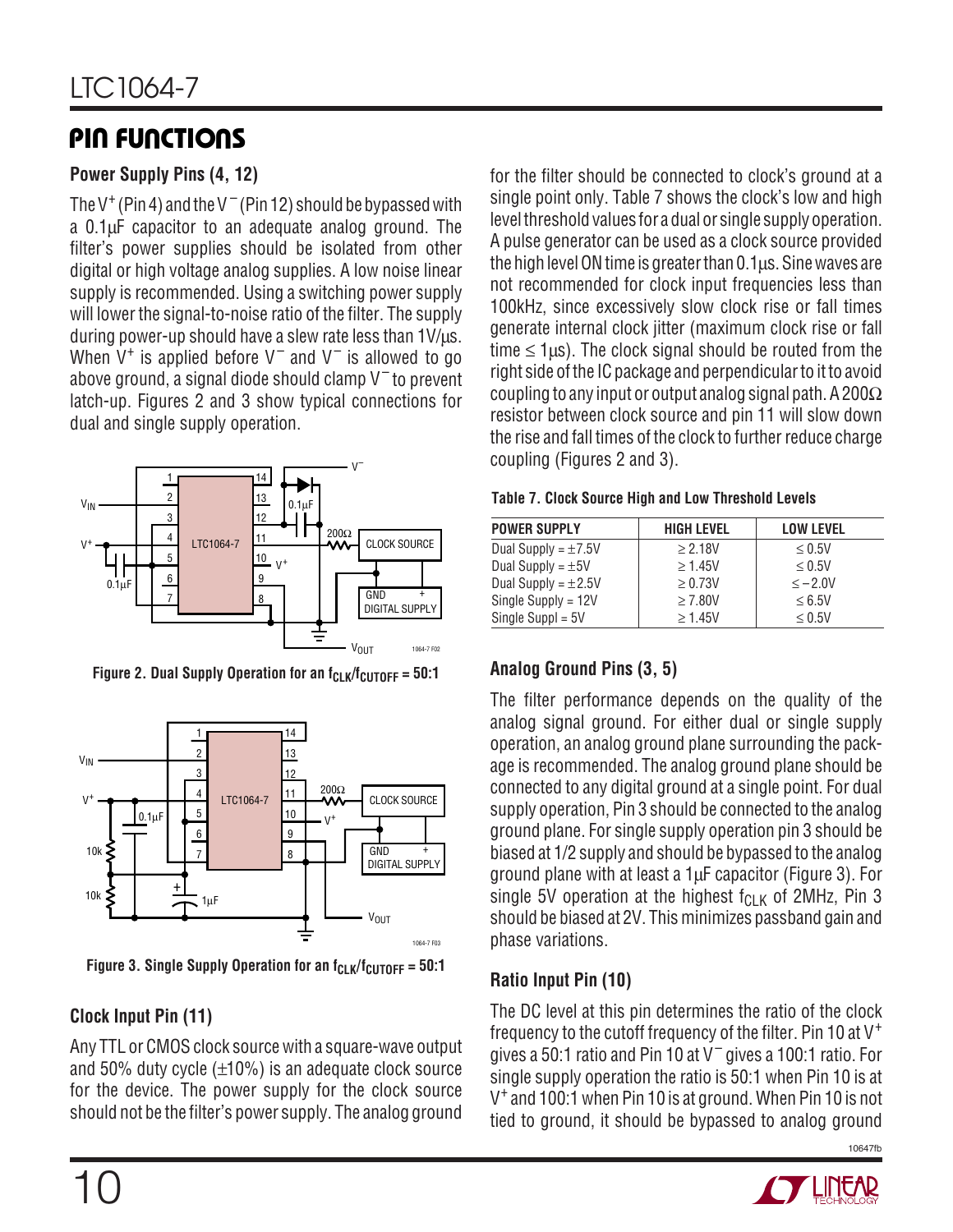## PIN FUNCTIONS

### Power Supply Pins (4, 12)

The $V^+$ (Pin 4) and the $V^-$ (Pin 12) should be bypassed with a 0.1μF capacitor to an adequate analog ground. The filter's power supplies should be isolated from other digital or high voltage analog supplies. A low noise linear supply is recommended. Using a switching power supply will lower the signal-to-noise ratio of the filter. The supply during power-up should have a slew rate less than 1V/μs. When $V^+$ is applied before $V^-$ and $V^-$ is allowed to go above ground, a signal diode should clamp $V^-$ to prevent latch-up. Figures 2 and 3 show typical connections for dual and single supply operation.

Figure 2. Dual Supply Operation for an $f_{CLK}/f_{CUTOFF}$ = 50:1

Figure 3. Single Supply Operation for an $f_{CLK}/f_{CUTOFF}$ = 50:1

### Clock Input Pin (11)

Any TTL or CMOS clock source with a square-wave output and 50% duty cycle (±10%) is an adequate clock source for the device. The power supply for the clock source should not be the filter's power supply. The analog ground for the filter should be connected to clock's ground at a single point only. Table 7 shows the clock's low and high level threshold values for a dual or single supply operation. A pulse generator can be used as a clock source provided the high level ON time is greater than 0.1μs. Sine waves are not recommended for clock input frequencies less than 100kHz, since excessively slow clock rise or fall times generate internal clock jitter (maximum clock rise or fall time ≤ 1μs). The clock signal should be routed from the right side of the IC package and perpendicular to it to avoid coupling to any input or output analog signal path. A 200Ω resistor between clock source and pin 11 will slow down the rise and fall times of the clock to further reduce charge coupling (Figures 2 and 3).

**Table 7. Clock Source High and Low Threshold Levels**

| POWER SUPPLY | HIGH LEVEL | LOW LEVEL |
|---|---|---|
| Dual Supply = ±7.5V | ≥ 2.18V | ≤ 0.5V |
| Dual Supply = ±5V | ≥ 1.45V | ≤ 0.5V |
| Dual Supply = ±2.5V | ≥ 0.73V | ≤ –2.0V |
| Single Supply = 12V | ≥ 7.80V | ≤ 6.5V |
| Single Suppl = 5V | ≥ 1.45V | ≤ 0.5V |

### Analog Ground Pins (3, 5)

The filter performance depends on the quality of the analog signal ground. For either dual or single supply operation, an analog ground plane surrounding the package is recommended. The analog ground plane should be connected to any digital ground at a single point. For dual supply operation, Pin 3 should be connected to the analog ground plane. For single supply operation pin 3 should be biased at 1/2 supply and should be bypassed to the analog ground plane with at least a 1μF capacitor (Figure 3). For single 5V operation at the highest $f_{CLK}$ of 2MHz, Pin 3 should be biased at 2V. This minimizes passband gain and phase variations.

### Ratio Input Pin (10)

The DC level at this pin determines the ratio of the clock frequency to the cutoff frequency of the filter. Pin 10 at $V^+$ gives a 50:1 ratio and Pin 10 at $V^-$ gives a 100:1 ratio. For single supply operation the ratio is 50:1 when Pin 10 is at $V^+$ and 100:1 when Pin 10 is at ground. When Pin 10 is not tied to ground, it should be bypassed to analog ground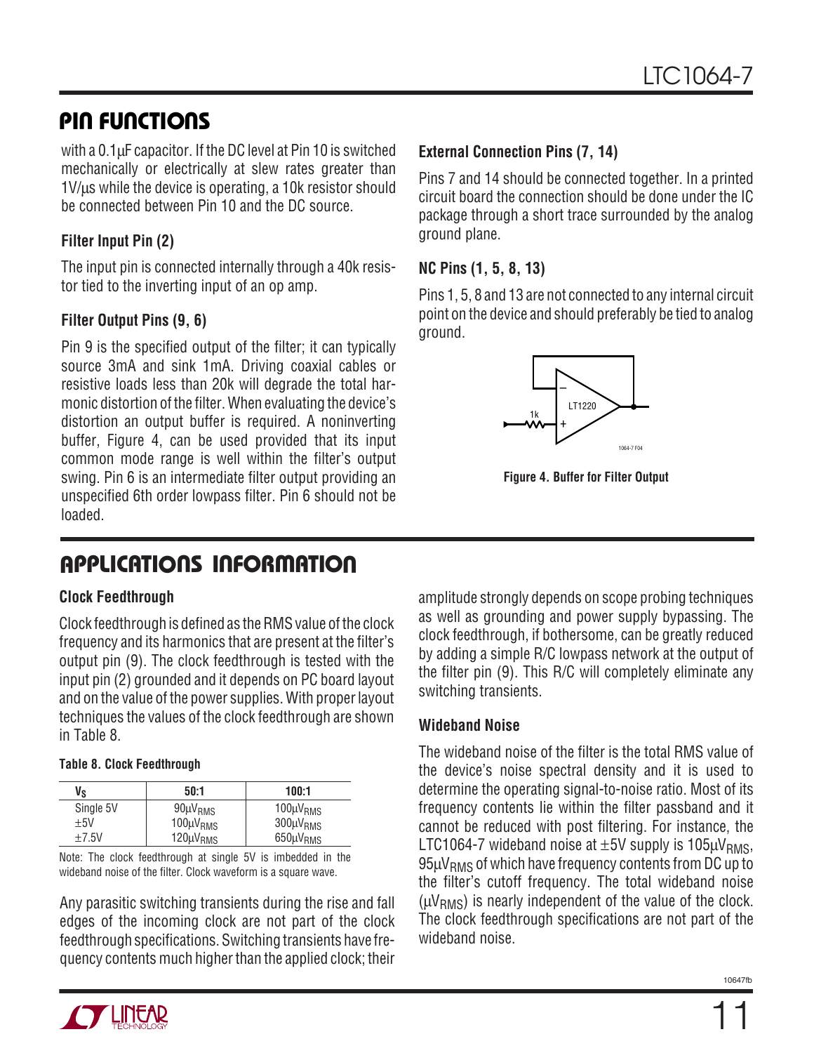## PIN FUNCTIONS

with a 0.1µF capacitor. If the DC level at Pin 10 is switched mechanically or electrically at slew rates greater than 1V/µs while the device is operating, a 10k resistor should be connected between Pin 10 and the DC source.

**Filter Input Pin (2)**

The input pin is connected internally through a 40k resistor tied to the inverting input of an op amp.

**Filter Output Pins (9, 6)**

Pin 9 is the specified output of the filter; it can typically source 3mA and sink 1mA. Driving coaxial cables or resistive loads less than 20k will degrade the total harmonic distortion of the filter. When evaluating the device's distortion an output buffer is required. A noninverting buffer, Figure 4, can be used provided that its input common mode range is well within the filter's output swing. Pin 6 is an intermediate filter output providing an unspecified 6th order lowpass filter. Pin 6 should not be loaded.

**External Connection Pins (7, 14)**

Pins 7 and 14 should be connected together. In a printed circuit board the connection should be done under the IC package through a short trace surrounded by the analog ground plane.

**NC Pins (1, 5, 8, 13)**

Pins 1, 5, 8 and 13 are not connected to any internal circuit point on the device and should preferably be tied to analog ground.

Figure 4. Buffer for Filter Output

## APPLICATIONS INFORMATION

**Clock Feedthrough**

Clock feedthrough is defined as the RMS value of the clock frequency and its harmonics that are present at the filter's output pin (9). The clock feedthrough is tested with the input pin (2) grounded and it depends on PC board layout and on the value of the power supplies. With proper layout techniques the values of the clock feedthrough are shown in Table 8.

**Table 8. Clock Feedthrough**

| $V_S$ | 50:1 | 100:1 |
|---|---|---|
| Single 5V | $90\mu V_{RMS}$ | $100\mu V_{RMS}$ |
| ±5V | $100\mu V_{RMS}$ | $300\mu V_{RMS}$ |
| ±7.5V | $120\mu V_{RMS}$ | $650\mu V_{RMS}$ |

Note: The clock feedthrough at single 5V is imbedded in the wideband noise of the filter. Clock waveform is a square wave.

Any parasitic switching transients during the rise and fall edges of the incoming clock are not part of the clock feedthrough specifications. Switching transients have frequency contents much higher than the applied clock; their amplitude strongly depends on scope probing techniques as well as grounding and power supply bypassing. The clock feedthrough, if bothersome, can be greatly reduced by adding a simple R/C lowpass network at the output of the filter pin (9). This R/C will completely eliminate any switching transients.

**Wideband Noise**

The wideband noise of the filter is the total RMS value of the device's noise spectral density and it is used to determine the operating signal-to-noise ratio. Most of its frequency contents lie within the filter passband and it cannot be reduced with post filtering. For instance, the LTC1064-7 wideband noise at ±5V supply is $105\mu V_{RMS}$, $95\mu V_{RMS}$ of which have frequency contents from DC up to the filter's cutoff frequency. The total wideband noise ($\mu V_{RMS}$) is nearly independent of the value of the clock. The clock feedthrough specifications are not part of the wideband noise.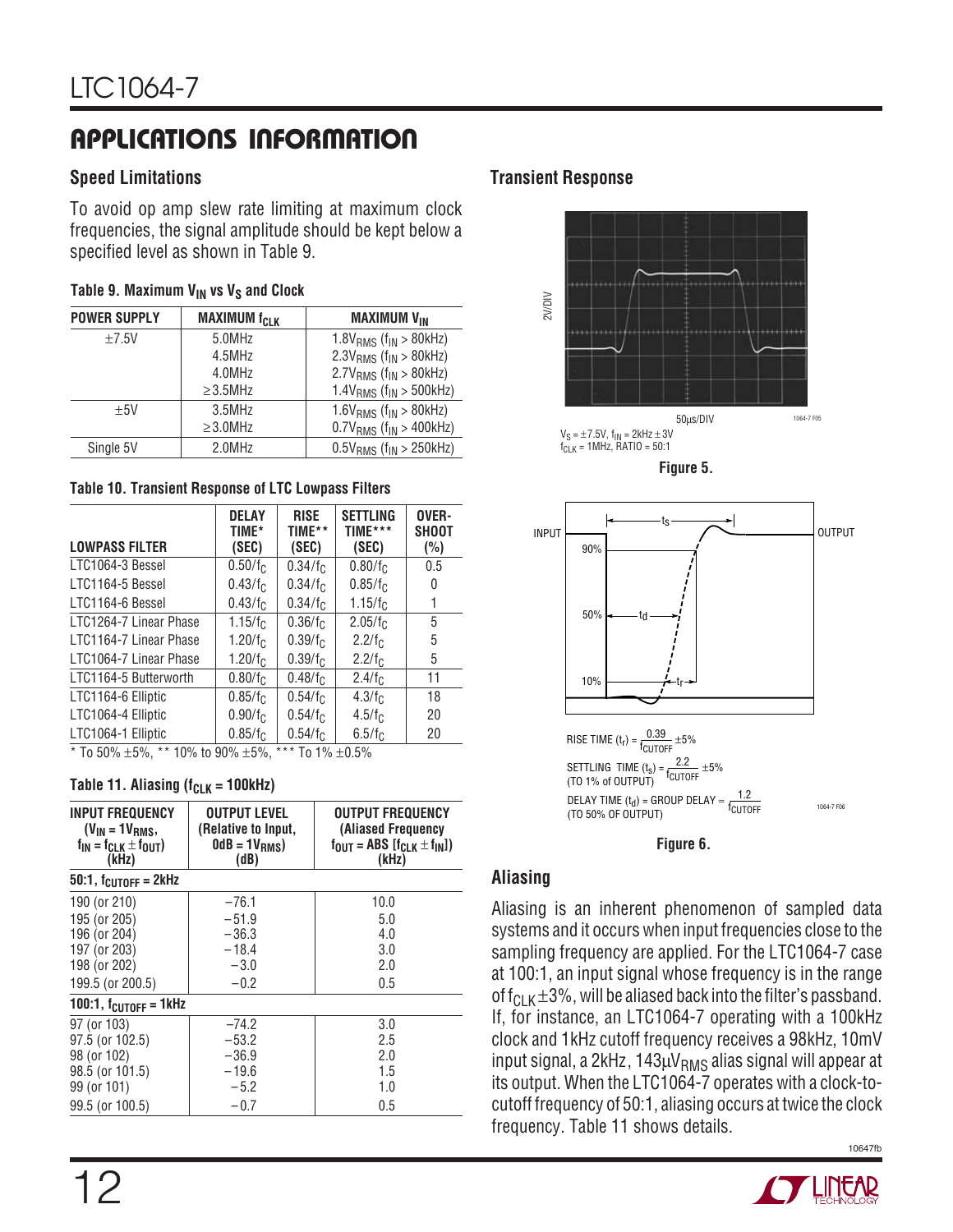## APPLICATIONS INFORMATION

### Speed Limitations

To avoid op amp slew rate limiting at maximum clock frequencies, the signal amplitude should be kept below a specified level as shown in Table 9.

**Table 9. Maximum $V_{IN}$ vs $V_S$ and Clock**

| POWER SUPPLY | MAXIMUM $f_{CLK}$ | MAXIMUM $V_{IN}$ |
|---|---|---|
| ±7.5V | 5.0MHz | $1.8V_{RMS}$ ($f_{IN}$ > 80kHz) |
| | 4.5MHz | $2.3V_{RMS}$ ($f_{IN}$ > 80kHz) |
| | 4.0MHz | $2.7V_{RMS}$ ($f_{IN}$ > 80kHz) |
| | ≥3.5MHz | $1.4V_{RMS}$ ($f_{IN}$ > 500kHz) |
| ±5V | 3.5MHz | $1.6V_{RMS}$ ($f_{IN}$ > 80kHz) |
| | ≥3.0MHz | $0.7V_{RMS}$ ($f_{IN}$ > 400kHz) |
| Single 5V | 2.0MHz | $0.5V_{RMS}$ ($f_{IN}$ > 250kHz) |

**Table 10. Transient Response of LTC Lowpass Filters**

| LOWPASS FILTER | DELAY TIME* (SEC) | RISE TIME** (SEC) | SETTLING TIME*** (SEC) | OVER-SHOOT (%) |
|---|---|---|---|---|
| LTC1064-3 Bessel | $0.50/f_C$ | $0.34/f_C$ | $0.80/f_C$ | 0.5 |
| LTC1164-5 Bessel | $0.43/f_C$ | $0.34/f_C$ | $0.85/f_C$ | 0 |
| LTC1164-6 Bessel | $0.43/f_C$ | $0.34/f_C$ | $1.15/f_C$ | 1 |
| LTC1264-7 Linear Phase | $1.15/f_C$ | $0.36/f_C$ | $2.05/f_C$ | 5 |
| LTC1164-7 Linear Phase | $1.20/f_C$ | $0.39/f_C$ | $2.2/f_C$ | 5 |
| LTC1064-7 Linear Phase | $1.20/f_C$ | $0.39/f_C$ | $2.2/f_C$ | 5 |
| LTC1164-5 Butterworth | $0.80/f_C$ | $0.48/f_C$ | $2.4/f_C$ | 11 |
| LTC1164-6 Elliptic | $0.85/f_C$ | $0.54/f_C$ | $4.3/f_C$ | 18 |
| LTC1064-4 Elliptic | $0.90/f_C$ | $0.54/f_C$ | $4.5/f_C$ | 20 |
| LTC1064-1 Elliptic | $0.85/f_C$ | $0.54/f_C$ | $6.5/f_C$ | 20 |

\* To 50% ±5%, ** 10% to 90% ±5%, *** To 1% ±0.5%

**Table 11. Aliasing ($f_{CLK}$ = 100kHz)**

| INPUT FREQUENCY ($V_{IN} = 1V_{RMS}$, $f_{IN} = f_{CLK} \pm f_{OUT}$) (kHz) | OUTPUT LEVEL (Relative to Input, 0dB = $1V_{RMS}$) (dB) | OUTPUT FREQUENCY (Aliased Frequency $f_{OUT}$ = ABS [$f_{CLK} \pm f_{IN}$]) (kHz) |
|---|---|---|
| **50:1, $f_{CUTOFF}$ = 2kHz** | | |
| 190 (or 210) | −76.1 | 10.0 |
| 195 (or 205) | −51.9 | 5.0 |
| 196 (or 204) | −36.3 | 4.0 |
| 197 (or 203) | −18.4 | 3.0 |
| 198 (or 202) | −3.0 | 2.0 |
| 199.5 (or 200.5) | −0.2 | 0.5 |
| **100:1, $f_{CUTOFF}$ = 1kHz** | | |
| 97 (or 103) | −74.2 | 3.0 |
| 97.5 (or 102.5) | −53.2 | 2.5 |
| 98 (or 102) | −36.9 | 2.0 |
| 98.5 (or 101.5) | −19.6 | 1.5 |
| 99 (or 101) | −5.2 | 1.0 |
| 99.5 (or 100.5) | −0.7 | 0.5 |

### Transient Response

2V/DIV

50μs/DIV

$V_S$ = ±7.5V, $f_{IN}$ = 2kHz ±3V
$f_{CLK}$ = 1MHz, RATIO = 50:1

**Figure 5.**

INPUT — OUTPUT — 90% — 50% — 10% — $t_s$ — $t_d$ — $t_r$

$$\text{RISE TIME } (t_r) = \frac{0.39}{f_{CUTOFF}} \pm 5\%$$

$$\text{SETTLING TIME } (t_s) = \frac{2.2}{f_{CUTOFF}} \pm 5\%$$
(TO 1% of OUTPUT)

$$\text{DELAY TIME } (t_d) = \text{GROUP DELAY} = \frac{1.2}{f_{CUTOFF}}$$
(TO 50% OF OUTPUT)

**Figure 6.**

### Aliasing

Aliasing is an inherent phenomenon of sampled data systems and it occurs when input frequencies close to the sampling frequency are applied. For the LTC1064-7 case at 100:1, an input signal whose frequency is in the range of $f_{CLK}$ ±3%, will be aliased back into the filter's passband. If, for instance, an LTC1064-7 operating with a 100kHz clock and 1kHz cutoff frequency receives a 98kHz, 10mV input signal, a 2kHz, $143\mu V_{RMS}$ alias signal will appear at its output. When the LTC1064-7 operates with a clock-to-cutoff frequency of 50:1, aliasing occurs at twice the clock frequency. Table 11 shows details.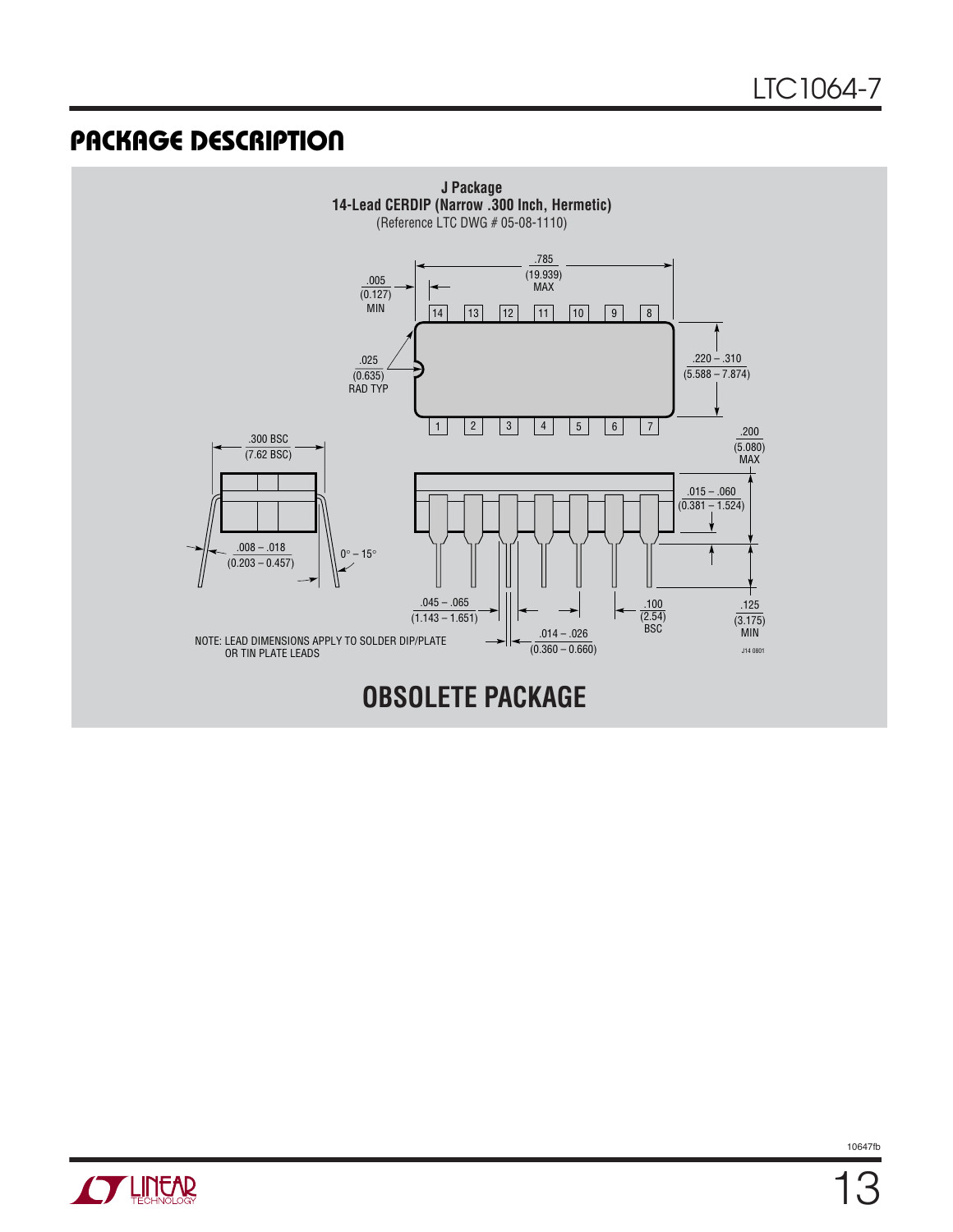## PACKAGE DESCRIPTION

**J Package**
**14-Lead CERDIP (Narrow .300 Inch, Hermetic)**
(Reference LTC DWG # 05-08-1110)

.785 (19.939) MAX

.005 (0.127) MIN

.025 (0.635) RAD TYP

.220 – .310 (5.588 – 7.874)

.200 (5.080) MAX

.300 BSC (7.62 BSC)

.015 – .060 (0.381 – 1.524)

.008 – .018 (0.203 – 0.457)

0° – 15°

.045 – .065 (1.143 – 1.651)

.100 (2.54) BSC

.125 (3.175) MIN

.014 – .026 (0.360 – 0.660)

NOTE: LEAD DIMENSIONS APPLY TO SOLDER DIP/PLATE OR TIN PLATE LEADS

J14 0801

**OBSOLETE PACKAGE**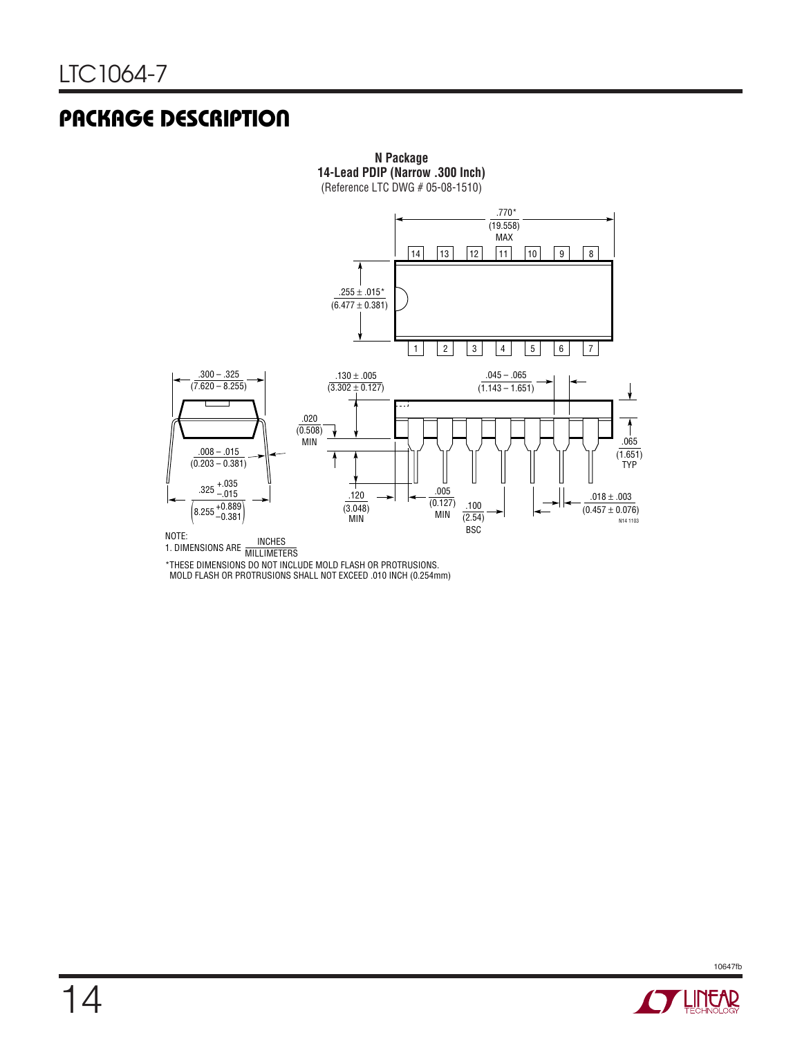## PACKAGE DESCRIPTION

**N Package**
**14-Lead PDIP (Narrow .300 Inch)**
(Reference LTC DWG # 05-08-1510)

.770*
(19.558)
MAX

14 13 12 11 10 9 8

.255 ± .015*
(6.477 ± 0.381)

1 2 3 4 5 6 7

.300 – .325
(7.620 – 8.255)

.130 ± .005
(3.302 ± 0.127)

.045 – .065
(1.143 – 1.651)

.020
(0.508)
MIN

.065
(1.651)
TYP

.008 – .015
(0.203 – 0.381)

.325 +.035 / –.015
(8.255 +0.889 / –0.381)

.120
(3.048)
MIN

.005
(0.127)
MIN

.100
(2.54)
BSC

.018 ± .003
(0.457 ± 0.076)

N14 1103

NOTE:
1. DIMENSIONS ARE INCHES / MILLIMETERS

*THESE DIMENSIONS DO NOT INCLUDE MOLD FLASH OR PROTRUSIONS.
MOLD FLASH OR PROTRUSIONS SHALL NOT EXCEED .010 INCH (0.254mm)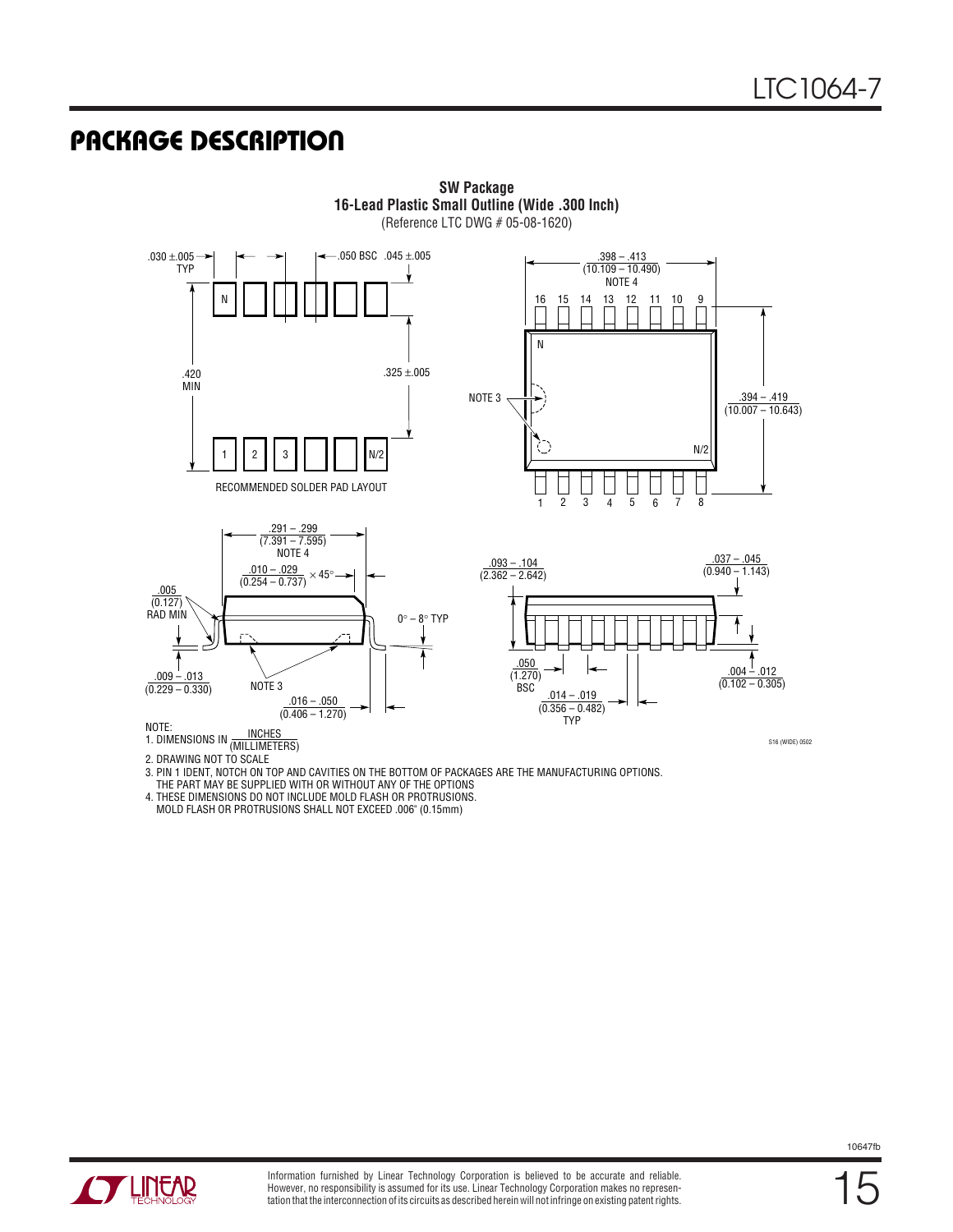## PACKAGE DESCRIPTION

**SW Package**
**16-Lead Plastic Small Outline (Wide .300 Inch)**
(Reference LTC DWG # 05-08-1620)

.030 ±.005 TYP
.050 BSC
.045 ±.005
.420 MIN
.325 ±.005

RECOMMENDED SOLDER PAD LAYOUT

.398 – .413 (10.109 – 10.490) NOTE 4
NOTE 3
.394 – .419 (10.007 – 10.643)

.291 – .299 (7.391 – 7.595) NOTE 4
.010 – .029 (0.254 – 0.737) × 45°
.005 (0.127) RAD MIN
0° – 8° TYP
.009 – .013 (0.229 – 0.330)
NOTE 3
.016 – .050 (0.406 – 1.270)

.093 – .104 (2.362 – 2.642)
.037 – .045 (0.940 – 1.143)
.050 (1.270) BSC
.004 – .012 (0.102 – 0.305)
.014 – .019 (0.356 – 0.482) TYP

NOTE:
1. DIMENSIONS IN INCHES (MILLIMETERS)
2. DRAWING NOT TO SCALE
3. PIN 1 IDENT, NOTCH ON TOP AND CAVITIES ON THE BOTTOM OF PACKAGES ARE THE MANUFACTURING OPTIONS. THE PART MAY BE SUPPLIED WITH OR WITHOUT ANY OF THE OPTIONS
4. THESE DIMENSIONS DO NOT INCLUDE MOLD FLASH OR PROTRUSIONS. MOLD FLASH OR PROTRUSIONS SHALL NOT EXCEED .006" (0.15mm)

S16 (WIDE) 0502

Information furnished by Linear Technology Corporation is believed to be accurate and reliable. However, no responsibility is assumed for its use. Linear Technology Corporation makes no representation that the interconnection of its circuits as described herein will not infringe on existing patent rights.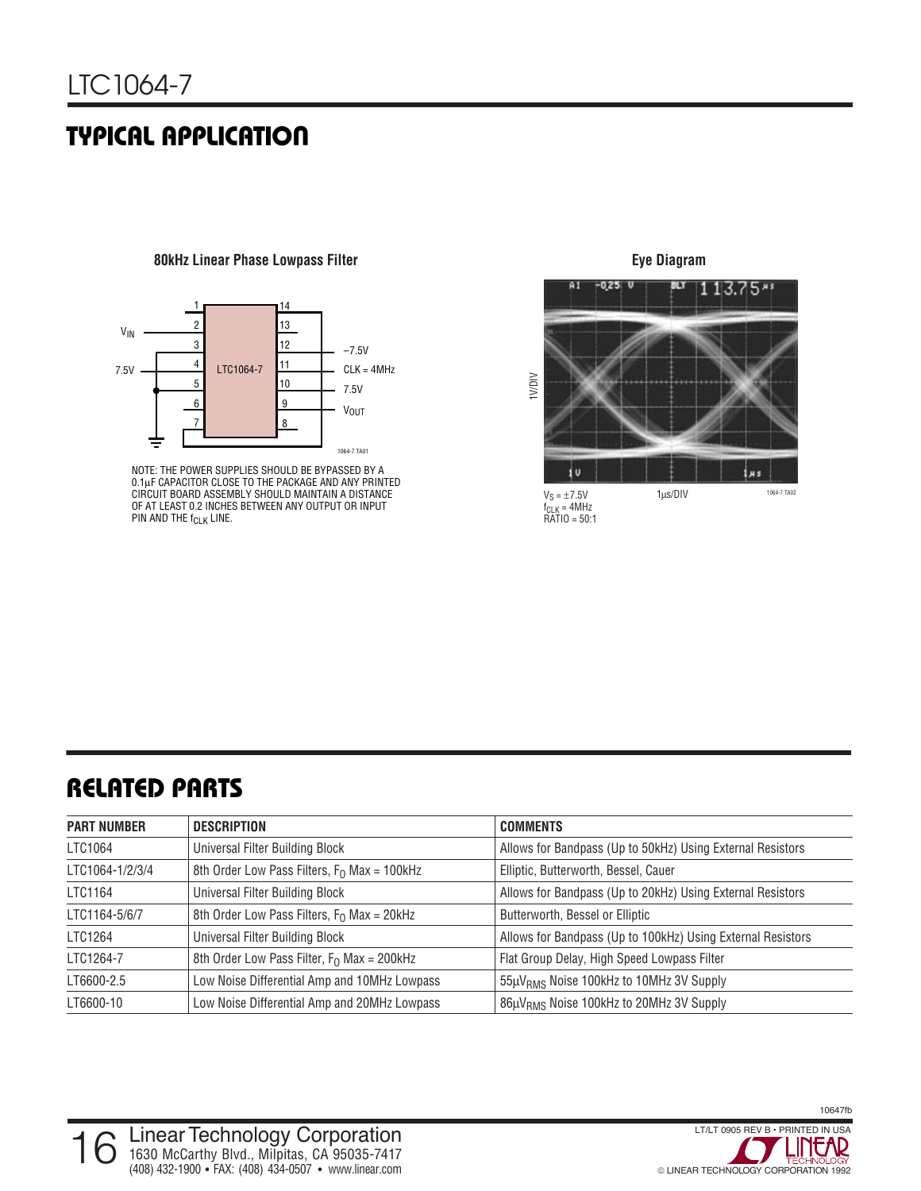## TYPICAL APPLICATION

**80kHz Linear Phase Lowpass Filter**

LTC1064-7

1
2
3
4
5
6
7
8
9
10
11
12
13
14

$V_{IN}$

7.5V

–7.5V

CLK = 4MHz

7.5V

$V_{OUT}$

1064-7 TA01

NOTE: THE POWER SUPPLIES SHOULD BE BYPASSED BY A 0.1µF CAPACITOR CLOSE TO THE PACKAGE AND ANY PRINTED CIRCUIT BOARD ASSEMBLY SHOULD MAINTAIN A DISTANCE OF AT LEAST 0.2 INCHES BETWEEN ANY OUTPUT OR INPUT PIN AND THE $f_{CLK}$ LINE.

**Eye Diagram**

A1 –0.25 V

DLY 113.75µs

1V

1µs

1V/DIV

1µs/DIV

$V_S$ = ±7.5V
$f_{CLK}$ = 4MHz
RATIO = 50:1

1064-7 TA02

## RELATED PARTS

| PART NUMBER | DESCRIPTION | COMMENTS |
|---|---|---|
| LTC1064 | Universal Filter Building Block | Allows for Bandpass (Up to 50kHz) Using External Resistors |
| LTC1064-1/2/3/4 | 8th Order Low Pass Filters, $F_O$ Max = 100kHz | Elliptic, Butterworth, Bessel, Cauer |
| LTC1164 | Universal Filter Building Block | Allows for Bandpass (Up to 20kHz) Using External Resistors |
| LTC1164-5/6/7 | 8th Order Low Pass Filters, $F_O$ Max = 20kHz | Butterworth, Bessel or Elliptic |
| LTC1264 | Universal Filter Building Block | Allows for Bandpass (Up to 100kHz) Using External Resistors |
| LTC1264-7 | 8th Order Low Pass Filter, $F_O$ Max = 200kHz | Flat Group Delay, High Speed Lowpass Filter |
| LT6600-2.5 | Low Noise Differential Amp and 10MHz Lowpass | 55µ$V_{RMS}$ Noise 100kHz to 10MHz 3V Supply |
| LT6600-10 | Low Noise Differential Amp and 20MHz Lowpass | 86µ$V_{RMS}$ Noise 100kHz to 20MHz 3V Supply |

Linear Technology Corporation
1630 McCarthy Blvd., Milpitas, CA 95035-7417
(408) 432-1900 • FAX: (408) 434-0507 • www.linear.com

LT/LT 0905 REV B • PRINTED IN USA

© LINEAR TECHNOLOGY CORPORATION 1992